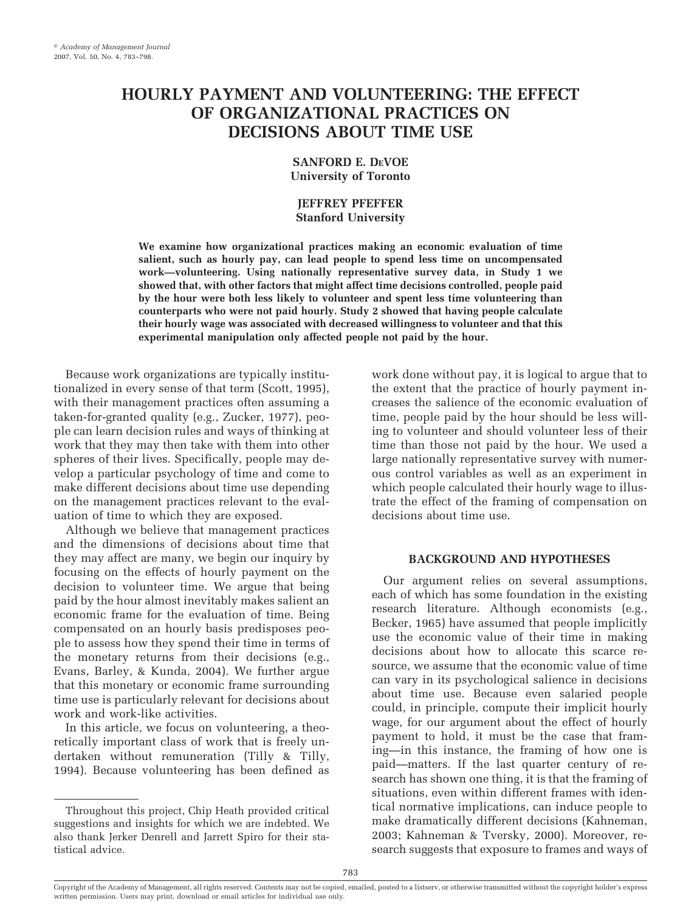# HOURLY PAYMENT AND VOLUNTEERING: THE EFFECT OF ORGANIZATIONAL PRACTICES ON DECISIONS ABOUT TIME USE

**SANFORD E. DEVOE**
**University of Toronto**

**JEFFREY PFEFFER**
**Stanford University**

**We examine how organizational practices making an economic evaluation of time salient, such as hourly pay, can lead people to spend less time on uncompensated work—volunteering. Using nationally representative survey data, in Study 1 we showed that, with other factors that might affect time decisions controlled, people paid by the hour were both less likely to volunteer and spent less time volunteering than counterparts who were not paid hourly. Study 2 showed that having people calculate their hourly wage was associated with decreased willingness to volunteer and that this experimental manipulation only affected people not paid by the hour.**

Because work organizations are typically institutionalized in every sense of that term (Scott, 1995), with their management practices often assuming a taken-for-granted quality (e.g., Zucker, 1977), people can learn decision rules and ways of thinking at work that they may then take with them into other spheres of their lives. Specifically, people may develop a particular psychology of time and come to make different decisions about time use depending on the management practices relevant to the evaluation of time to which they are exposed.

Although we believe that management practices and the dimensions of decisions about time that they may affect are many, we begin our inquiry by focusing on the effects of hourly payment on the decision to volunteer time. We argue that being paid by the hour almost inevitably makes salient an economic frame for the evaluation of time. Being compensated on an hourly basis predisposes people to assess how they spend their time in terms of the monetary returns from their decisions (e.g., Evans, Barley, & Kunda, 2004). We further argue that this monetary or economic frame surrounding time use is particularly relevant for decisions about work and work-like activities.

In this article, we focus on volunteering, a theoretically important class of work that is freely undertaken without remuneration (Tilly & Tilly, 1994). Because volunteering has been defined as work done without pay, it is logical to argue that to the extent that the practice of hourly payment increases the salience of the economic evaluation of time, people paid by the hour should be less willing to volunteer and should volunteer less of their time than those not paid by the hour. We used a large nationally representative survey with numerous control variables as well as an experiment in which people calculated their hourly wage to illustrate the effect of the framing of compensation on decisions about time use.

## BACKGROUND AND HYPOTHESES

Our argument relies on several assumptions, each of which has some foundation in the existing research literature. Although economists (e.g., Becker, 1965) have assumed that people implicitly use the economic value of their time in making decisions about how to allocate this scarce resource, we assume that the economic value of time can vary in its psychological salience in decisions about time use. Because even salaried people could, in principle, compute their implicit hourly wage, for our argument about the effect of hourly payment to hold, it must be the case that framing—in this instance, the framing of how one is paid—matters. If the last quarter century of research has shown one thing, it is that the framing of situations, even within different frames with identical normative implications, can induce people to make dramatically different decisions (Kahneman, 2003; Kahneman & Tversky, 2000). Moreover, research suggests that exposure to frames and ways of

Throughout this project, Chip Heath provided critical suggestions and insights for which we are indebted. We also thank Jerker Denrell and Jarrett Spiro for their statistical advice.

Copyright of the Academy of Management, all rights reserved. Contents may not be copied, emailed, posted to a listserv, or otherwise transmitted without the copyright holder's express written permission. Users may print, download or email articles for individual use only.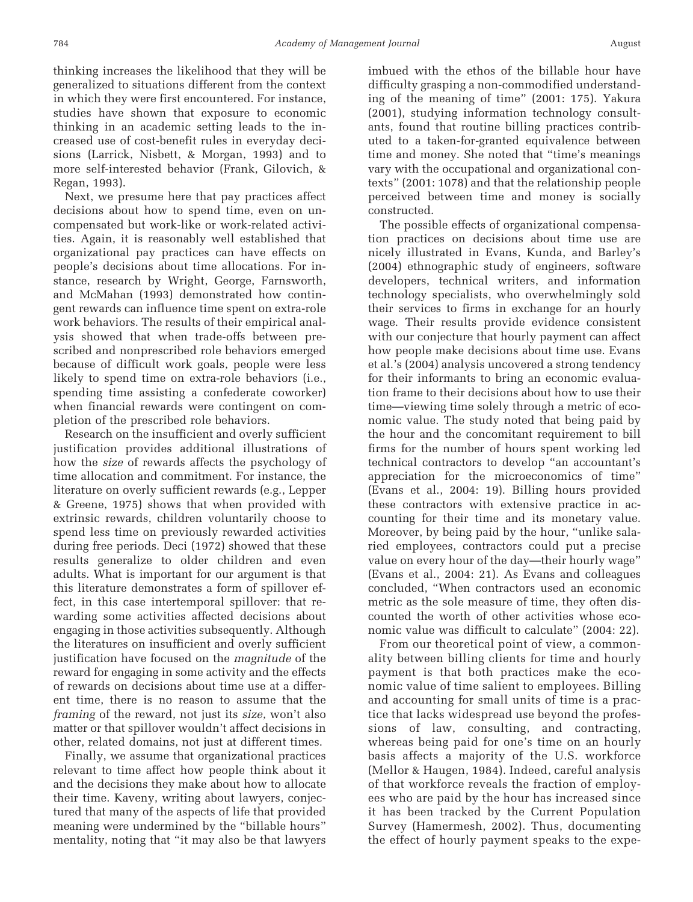thinking increases the likelihood that they will be generalized to situations different from the context in which they were first encountered. For instance, studies have shown that exposure to economic thinking in an academic setting leads to the increased use of cost-benefit rules in everyday decisions (Larrick, Nisbett, & Morgan, 1993) and to more self-interested behavior (Frank, Gilovich, & Regan, 1993).

Next, we presume here that pay practices affect decisions about how to spend time, even on uncompensated but work-like or work-related activities. Again, it is reasonably well established that organizational pay practices can have effects on people's decisions about time allocations. For instance, research by Wright, George, Farnsworth, and McMahan (1993) demonstrated how contingent rewards can influence time spent on extra-role work behaviors. The results of their empirical analysis showed that when trade-offs between prescribed and nonprescribed role behaviors emerged because of difficult work goals, people were less likely to spend time on extra-role behaviors (i.e., spending time assisting a confederate coworker) when financial rewards were contingent on completion of the prescribed role behaviors.

Research on the insufficient and overly sufficient justification provides additional illustrations of how the *size* of rewards affects the psychology of time allocation and commitment. For instance, the literature on overly sufficient rewards (e.g., Lepper & Greene, 1975) shows that when provided with extrinsic rewards, children voluntarily choose to spend less time on previously rewarded activities during free periods. Deci (1972) showed that these results generalize to older children and even adults. What is important for our argument is that this literature demonstrates a form of spillover effect, in this case intertemporal spillover: that rewarding some activities affected decisions about engaging in those activities subsequently. Although the literatures on insufficient and overly sufficient justification have focused on the *magnitude* of the reward for engaging in some activity and the effects of rewards on decisions about time use at a different time, there is no reason to assume that the *framing* of the reward, not just its *size*, won't also matter or that spillover wouldn't affect decisions in other, related domains, not just at different times.

Finally, we assume that organizational practices relevant to time affect how people think about it and the decisions they make about how to allocate their time. Kaveny, writing about lawyers, conjectured that many of the aspects of life that provided meaning were undermined by the "billable hours" mentality, noting that "it may also be that lawyers imbued with the ethos of the billable hour have difficulty grasping a non-commodified understanding of the meaning of time" (2001: 175). Yakura (2001), studying information technology consultants, found that routine billing practices contributed to a taken-for-granted equivalence between time and money. She noted that "time's meanings vary with the occupational and organizational contexts" (2001: 1078) and that the relationship people perceived between time and money is socially constructed.

The possible effects of organizational compensation practices on decisions about time use are nicely illustrated in Evans, Kunda, and Barley's (2004) ethnographic study of engineers, software developers, technical writers, and information technology specialists, who overwhelmingly sold their services to firms in exchange for an hourly wage. Their results provide evidence consistent with our conjecture that hourly payment can affect how people make decisions about time use. Evans et al.'s (2004) analysis uncovered a strong tendency for their informants to bring an economic evaluation frame to their decisions about how to use their time—viewing time solely through a metric of economic value. The study noted that being paid by the hour and the concomitant requirement to bill firms for the number of hours spent working led technical contractors to develop "an accountant's appreciation for the microeconomics of time" (Evans et al., 2004: 19). Billing hours provided these contractors with extensive practice in accounting for their time and its monetary value. Moreover, by being paid by the hour, "unlike salaried employees, contractors could put a precise value on every hour of the day—their hourly wage" (Evans et al., 2004: 21). As Evans and colleagues concluded, "When contractors used an economic metric as the sole measure of time, they often discounted the worth of other activities whose economic value was difficult to calculate" (2004: 22).

From our theoretical point of view, a commonality between billing clients for time and hourly payment is that both practices make the economic value of time salient to employees. Billing and accounting for small units of time is a practice that lacks widespread use beyond the professions of law, consulting, and contracting, whereas being paid for one's time on an hourly basis affects a majority of the U.S. workforce (Mellor & Haugen, 1984). Indeed, careful analysis of that workforce reveals the fraction of employees who are paid by the hour has increased since it has been tracked by the Current Population Survey (Hamermesh, 2002). Thus, documenting the effect of hourly payment speaks to the expe-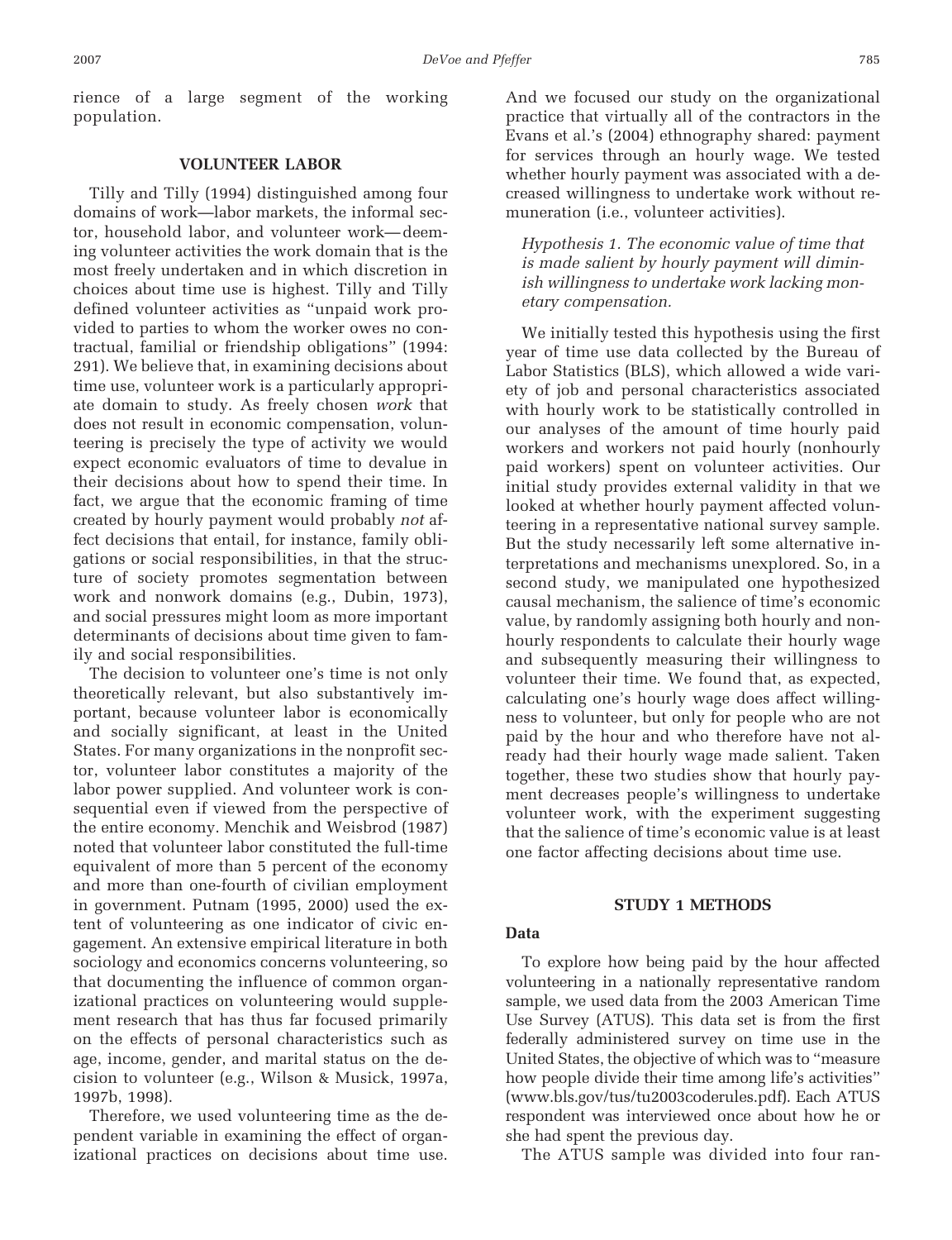rience of a large segment of the working population.

## VOLUNTEER LABOR

Tilly and Tilly (1994) distinguished among four domains of work—labor markets, the informal sector, household labor, and volunteer work—deeming volunteer activities the work domain that is the most freely undertaken and in which discretion in choices about time use is highest. Tilly and Tilly defined volunteer activities as "unpaid work provided to parties to whom the worker owes no contractual, familial or friendship obligations" (1994: 291). We believe that, in examining decisions about time use, volunteer work is a particularly appropriate domain to study. As freely chosen *work* that does not result in economic compensation, volunteering is precisely the type of activity we would expect economic evaluators of time to devalue in their decisions about how to spend their time. In fact, we argue that the economic framing of time created by hourly payment would probably *not* affect decisions that entail, for instance, family obligations or social responsibilities, in that the structure of society promotes segmentation between work and nonwork domains (e.g., Dubin, 1973), and social pressures might loom as more important determinants of decisions about time given to family and social responsibilities.

The decision to volunteer one's time is not only theoretically relevant, but also substantively important, because volunteer labor is economically and socially significant, at least in the United States. For many organizations in the nonprofit sector, volunteer labor constitutes a majority of the labor power supplied. And volunteer work is consequential even if viewed from the perspective of the entire economy. Menchik and Weisbrod (1987) noted that volunteer labor constituted the full-time equivalent of more than 5 percent of the economy and more than one-fourth of civilian employment in government. Putnam (1995, 2000) used the extent of volunteering as one indicator of civic engagement. An extensive empirical literature in both sociology and economics concerns volunteering, so that documenting the influence of common organizational practices on volunteering would supplement research that has thus far focused primarily on the effects of personal characteristics such as age, income, gender, and marital status on the decision to volunteer (e.g., Wilson & Musick, 1997a, 1997b, 1998).

Therefore, we used volunteering time as the dependent variable in examining the effect of organizational practices on decisions about time use. And we focused our study on the organizational practice that virtually all of the contractors in the Evans et al.'s (2004) ethnography shared: payment for services through an hourly wage. We tested whether hourly payment was associated with a decreased willingness to undertake work without remuneration (i.e., volunteer activities).

*Hypothesis 1. The economic value of time that is made salient by hourly payment will diminish willingness to undertake work lacking monetary compensation.*

We initially tested this hypothesis using the first year of time use data collected by the Bureau of Labor Statistics (BLS), which allowed a wide variety of job and personal characteristics associated with hourly work to be statistically controlled in our analyses of the amount of time hourly paid workers and workers not paid hourly (nonhourly paid workers) spent on volunteer activities. Our initial study provides external validity in that we looked at whether hourly payment affected volunteering in a representative national survey sample. But the study necessarily left some alternative interpretations and mechanisms unexplored. So, in a second study, we manipulated one hypothesized causal mechanism, the salience of time's economic value, by randomly assigning both hourly and nonhourly respondents to calculate their hourly wage and subsequently measuring their willingness to volunteer their time. We found that, as expected, calculating one's hourly wage does affect willingness to volunteer, but only for people who are not paid by the hour and who therefore have not already had their hourly wage made salient. Taken together, these two studies show that hourly payment decreases people's willingness to undertake volunteer work, with the experiment suggesting that the salience of time's economic value is at least one factor affecting decisions about time use.

## STUDY 1 METHODS

### Data

To explore how being paid by the hour affected volunteering in a nationally representative random sample, we used data from the 2003 American Time Use Survey (ATUS). This data set is from the first federally administered survey on time use in the United States, the objective of which was to "measure how people divide their time among life's activities" (www.bls.gov/tus/tu2003coderules.pdf). Each ATUS respondent was interviewed once about how he or she had spent the previous day.

The ATUS sample was divided into four ran-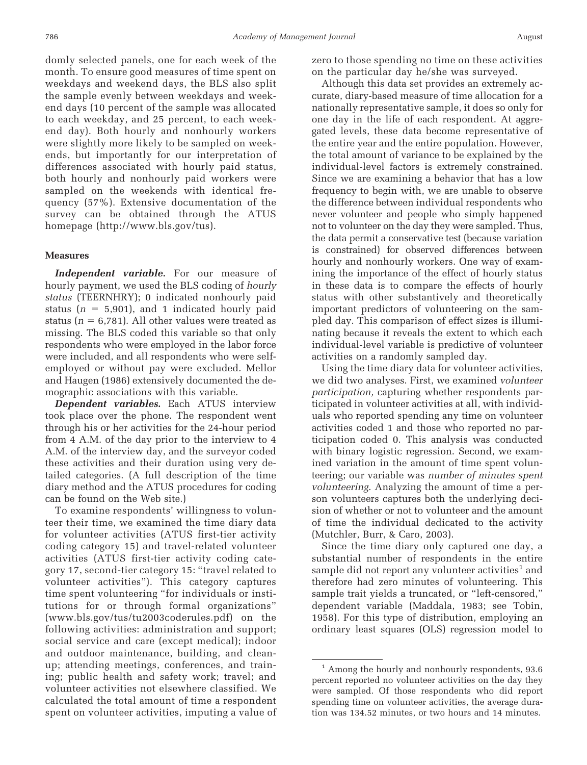domly selected panels, one for each week of the month. To ensure good measures of time spent on weekdays and weekend days, the BLS also split the sample evenly between weekdays and weekend days (10 percent of the sample was allocated to each weekday, and 25 percent, to each weekend day). Both hourly and nonhourly workers were slightly more likely to be sampled on weekends, but importantly for our interpretation of differences associated with hourly paid status, both hourly and nonhourly paid workers were sampled on the weekends with identical frequency (57%). Extensive documentation of the survey can be obtained through the ATUS homepage (http://www.bls.gov/tus).

### Measures

***Independent variable.*** For our measure of hourly payment, we used the BLS coding of *hourly status* (TEERNHRY); 0 indicated nonhourly paid status ($n$ = 5,901), and 1 indicated hourly paid status ($n$ = 6,781). All other values were treated as missing. The BLS coded this variable so that only respondents who were employed in the labor force were included, and all respondents who were self-employed or without pay were excluded. Mellor and Haugen (1986) extensively documented the demographic associations with this variable.

***Dependent variables.*** Each ATUS interview took place over the phone. The respondent went through his or her activities for the 24-hour period from 4 A.M. of the day prior to the interview to 4 A.M. of the interview day, and the surveyor coded these activities and their duration using very detailed categories. (A full description of the time diary method and the ATUS procedures for coding can be found on the Web site.)

To examine respondents' willingness to volunteer their time, we examined the time diary data for volunteer activities (ATUS first-tier activity coding category 15) and travel-related volunteer activities (ATUS first-tier activity coding category 17, second-tier category 15: "travel related to volunteer activities"). This category captures time spent volunteering "for individuals or institutions for or through formal organizations" (www.bls.gov/tus/tu2003coderules.pdf) on the following activities: administration and support; social service and care (except medical); indoor and outdoor maintenance, building, and cleanup; attending meetings, conferences, and training; public health and safety work; travel; and volunteer activities not elsewhere classified. We calculated the total amount of time a respondent spent on volunteer activities, imputing a value of zero to those spending no time on these activities on the particular day he/she was surveyed.

Although this data set provides an extremely accurate, diary-based measure of time allocation for a nationally representative sample, it does so only for one day in the life of each respondent. At aggregated levels, these data become representative of the entire year and the entire population. However, the total amount of variance to be explained by the individual-level factors is extremely constrained. Since we are examining a behavior that has a low frequency to begin with, we are unable to observe the difference between individual respondents who never volunteer and people who simply happened not to volunteer on the day they were sampled. Thus, the data permit a conservative test (because variation is constrained) for observed differences between hourly and nonhourly workers. One way of examining the importance of the effect of hourly status in these data is to compare the effects of hourly status with other substantively and theoretically important predictors of volunteering on the sampled day. This comparison of effect sizes is illuminating because it reveals the extent to which each individual-level variable is predictive of volunteer activities on a randomly sampled day.

Using the time diary data for volunteer activities, we did two analyses. First, we examined *volunteer participation,* capturing whether respondents participated in volunteer activities at all, with individuals who reported spending any time on volunteer activities coded 1 and those who reported no participation coded 0. This analysis was conducted with binary logistic regression. Second, we examined variation in the amount of time spent volunteering; our variable was *number of minutes spent volunteering*. Analyzing the amount of time a person volunteers captures both the underlying decision of whether or not to volunteer and the amount of time the individual dedicated to the activity (Mutchler, Burr, & Caro, 2003).

Since the time diary only captured one day, a substantial number of respondents in the entire sample did not report any volunteer activities[1] and therefore had zero minutes of volunteering. This sample trait yields a truncated, or "left-censored," dependent variable (Maddala, 1983; see Tobin, 1958). For this type of distribution, employing an ordinary least squares (OLS) regression model to

[1] Among the hourly and nonhourly respondents, 93.6 percent reported no volunteer activities on the day they were sampled. Of those respondents who did report spending time on volunteer activities, the average duration was 134.52 minutes, or two hours and 14 minutes.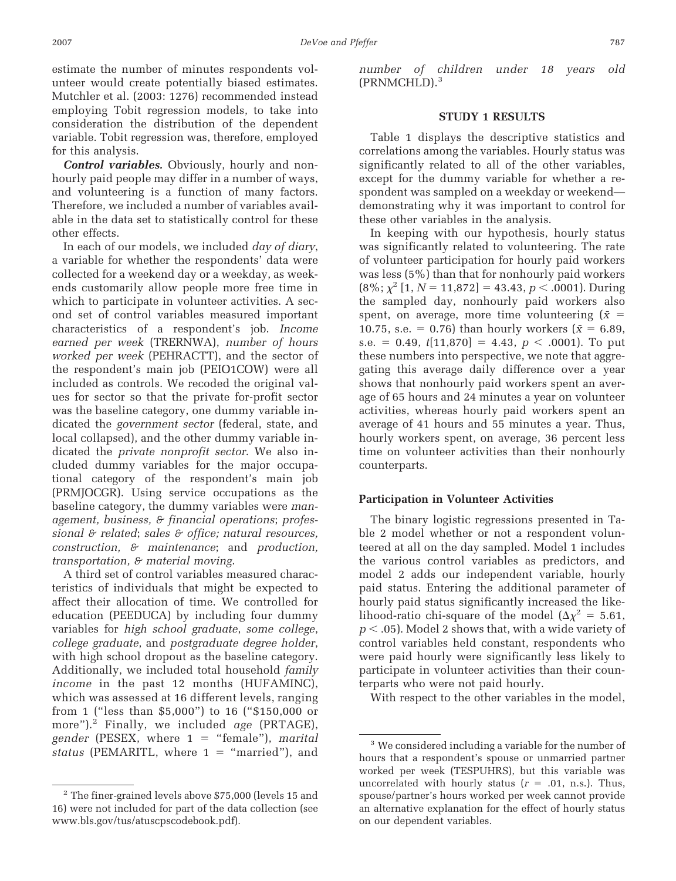estimate the number of minutes respondents volunteer would create potentially biased estimates. Mutchler et al. (2003: 1276) recommended instead employing Tobit regression models, to take into consideration the distribution of the dependent variable. Tobit regression was, therefore, employed for this analysis.

***Control variables.*** Obviously, hourly and nonhourly paid people may differ in a number of ways, and volunteering is a function of many factors. Therefore, we included a number of variables available in the data set to statistically control for these other effects.

In each of our models, we included *day of diary*, a variable for whether the respondents' data were collected for a weekend day or a weekday, as weekends customarily allow people more free time in which to participate in volunteer activities. A second set of control variables measured important characteristics of a respondent's job. *Income earned per week* (TRERNWA), *number of hours worked per week* (PEHRACTT), and the sector of the respondent's main job (PEIO1COW) were all included as controls. We recoded the original values for sector so that the private for-profit sector was the baseline category, one dummy variable indicated the *government sector* (federal, state, and local collapsed), and the other dummy variable indicated the *private nonprofit sector*. We also included dummy variables for the major occupational category of the respondent's main job (PRMJOCGR). Using service occupations as the baseline category, the dummy variables were *management, business, & financial operations*; *professional & related*; *sales & office; natural resources, construction, & maintenance*; and *production, transportation, & material moving*.

A third set of control variables measured characteristics of individuals that might be expected to affect their allocation of time. We controlled for education (PEEDUCA) by including four dummy variables for *high school graduate*, *some college*, *college graduate*, and *postgraduate degree holder*, with high school dropout as the baseline category. Additionally, we included total household *family income* in the past 12 months (HUFAMINC), which was assessed at 16 different levels, ranging from 1 ("less than \$5,000") to 16 ("\$150,000 or more").[2] Finally, we included *age* (PRTAGE), *gender* (PESEX, where 1 = "female"), *marital status* (PEMARITL, where 1 = "married"), and *number of children under 18 years old* (PRNMCHLD).[3]

## STUDY 1 RESULTS

Table 1 displays the descriptive statistics and correlations among the variables. Hourly status was significantly related to all of the other variables, except for the dummy variable for whether a respondent was sampled on a weekday or weekend—demonstrating why it was important to control for these other variables in the analysis.

In keeping with our hypothesis, hourly status was significantly related to volunteering. The rate of volunteer participation for hourly paid workers was less (5%) than that for nonhourly paid workers (8%; $\chi^2$ [1, $N$ = 11,872] = 43.43, $p < .0001$). During the sampled day, nonhourly paid workers also spent, on average, more time volunteering ($\bar{x}$ = 10.75, s.e. = 0.76) than hourly workers ($\bar{x}$ = 6.89, s.e. = 0.49, $t$[11,870] = 4.43, $p < .0001$). To put these numbers into perspective, we note that aggregating this average daily difference over a year shows that nonhourly paid workers spent an average of 65 hours and 24 minutes a year on volunteer activities, whereas hourly paid workers spent an average of 41 hours and 55 minutes a year. Thus, hourly workers spent, on average, 36 percent less time on volunteer activities than their nonhourly counterparts.

### Participation in Volunteer Activities

The binary logistic regressions presented in Table 2 model whether or not a respondent volunteered at all on the day sampled. Model 1 includes the various control variables as predictors, and model 2 adds our independent variable, hourly paid status. Entering the additional parameter of hourly paid status significantly increased the likelihood-ratio chi-square of the model ($\Delta\chi^2$ = 5.61, $p < .05$). Model 2 shows that, with a wide variety of control variables held constant, respondents who were paid hourly were significantly less likely to participate in volunteer activities than their counterparts who were not paid hourly.

With respect to the other variables in the model,

[2] The finer-grained levels above \$75,000 (levels 15 and 16) were not included for part of the data collection (see www.bls.gov/tus/atuscpscodebook.pdf).

[3] We considered including a variable for the number of hours that a respondent's spouse or unmarried partner worked per week (TESPUHRS), but this variable was uncorrelated with hourly status ($r$ = .01, n.s.). Thus, spouse/partner's hours worked per week cannot provide an alternative explanation for the effect of hourly status on our dependent variables.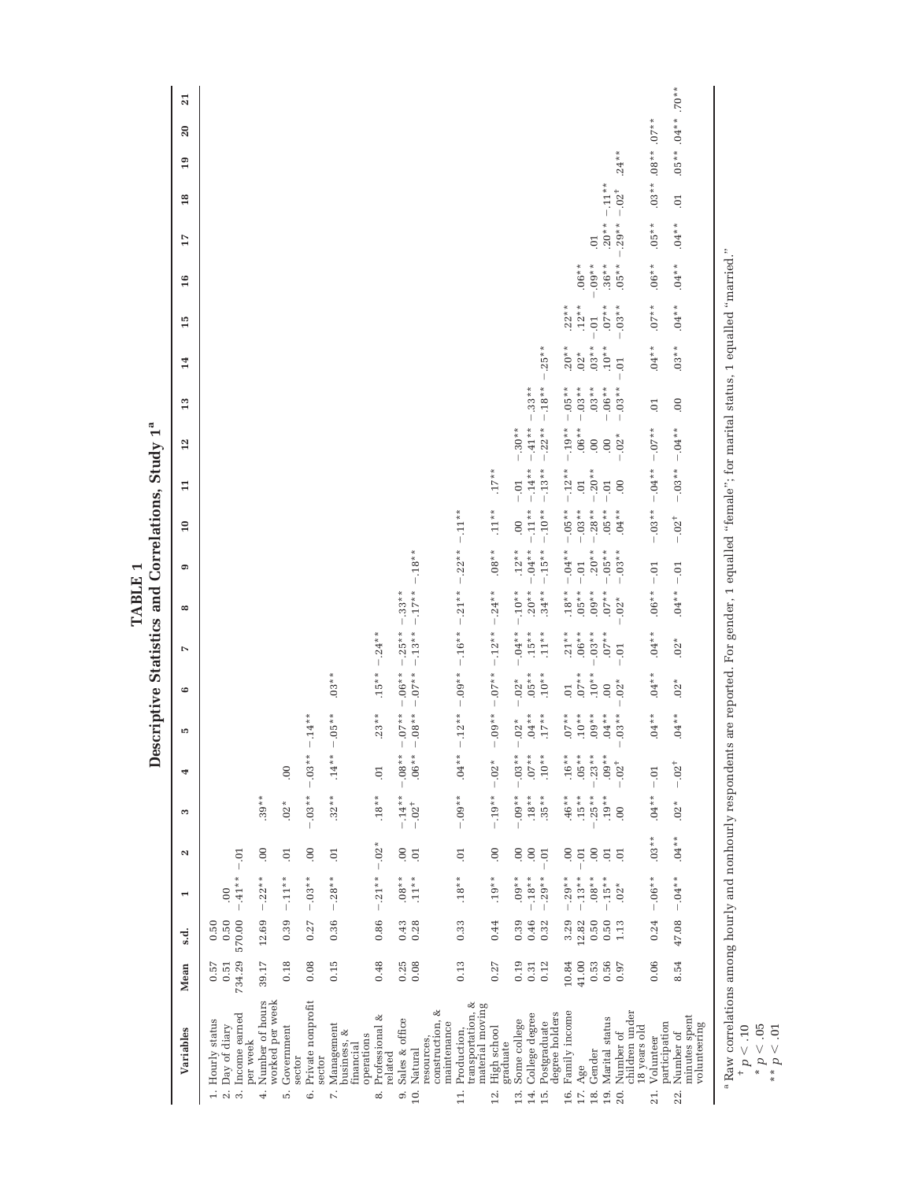**TABLE 1**

**Descriptive Statistics and Correlations, Study 1[a]**

| Variables | Mean | s.d. | 1 | 2 | 3 | 4 | 5 | 6 | 7 | 8 | 9 | 10 | 11 | 12 | 13 | 14 | 15 | 16 | 17 | 18 | 19 | 20 | 21 |
|---|---|---|---|---|---|---|---|---|---|---|---|---|---|---|---|---|---|---|---|---|---|---|---|
| 1. Hourly status | 0.57 | 0.50 | | | | | | | | | | | | | | | | | | | | | |
| 2. Day of diary | 0.51 | 0.50 | .00 | | | | | | | | | | | | | | | | | | | | |
| 3. Income earned per week | 734.29 | 570.00 | −.41** | −.01 | | | | | | | | | | | | | | | | | | | |
| 4. Number of hours worked per week | 39.17 | 12.69 | −.22** | .00 | .39** | | | | | | | | | | | | | | | | | | |
| 5. Government sector | 0.18 | 0.39 | −.11** | .01 | .02* | .00 | | | | | | | | | | | | | | | | | |
| 6. Private nonprofit sector | 0.08 | 0.27 | −.03** | .00 | −.03** | −.03** | −.14** | | | | | | | | | | | | | | | | |
| 7. Management business, & financial operations | 0.15 | 0.36 | −.28** | .01 | .32** | .14** | −.05** | .03** | | | | | | | | | | | | | | | |
| 8. Professional & related | 0.48 | 0.86 | −.21** | −.02* | .18** | .01 | .23** | .15** | −.24** | | | | | | | | | | | | | | |
| 9. Sales & office | 0.25 | 0.43 | .08** | .00 | −.14** | −.08** | −.07** | −.06** | −.25** | −.33** | | | | | | | | | | | | | |
| 10. Natural resources, construction, & maintenance | 0.08 | 0.28 | .11** | .01 | −.02† | .06** | −.08** | −.07** | −.13** | −.17** | −.18** | | | | | | | | | | | | |
| 11. Production, transportation, & material moving | 0.13 | 0.33 | .18** | .01 | −.09** | .04** | −.12** | −.09** | −.16** | −.21** | −.22** | −.11** | | | | | | | | | | | |
| 12. High school graduate | 0.27 | 0.44 | .19** | .00 | −.19** | −.02* | −.09** | −.07** | −.12** | −.24** | .08** | .11** | .17** | | | | | | | | | | |
| 13. Some college | 0.19 | 0.39 | .09** | .00 | −.09** | −.03** | −.02* | −.02* | −.04** | −.10** | .12** | .00 | −.01 | −.30** | | | | | | | | | |
| 14. College degree | 0.31 | 0.46 | −.18** | .00 | .18** | .07** | .04** | .05** | .15** | .20** | −.04** | −.11** | −.14** | −.41** | −.33** | | | | | | | | |
| 15. Postgraduate degree holders | 0.12 | 0.32 | −.29** | −.01 | .35** | .10** | .17** | .10** | .11** | .34** | −.15** | −.10** | −.13** | −.22** | −.18** | −.25** | | | | | | | |
| 16. Family income | 10.84 | 3.29 | −.29** | .00 | .46** | .16** | .07** | .01 | .21** | .18** | −.04** | −.05** | −.12** | −.19** | −.05** | .20** | .22** | | | | | | |
| 17. Age | 41.00 | 12.82 | −.13** | −.01 | .15** | .05** | .10** | .07** | .06** | .05** | −.01 | −.03** | .01 | .06** | −.03** | .02* | .12** | .06** | | | | | |
| 18. Gender | 0.53 | 0.50 | .08** | .00 | −.25** | −.23** | .09** | .10** | −.03** | .09** | .20** | −.28** | −.20** | .00 | .03** | .03** | −.01 | −.09** | .01 | | | | |
| 19. Marital status | 0.56 | 0.50 | −.15** | .01 | .19** | .09** | .04** | .00 | .07** | .07** | −.05** | .05** | −.01 | .00 | −.06** | .10** | .07** | .36** | .20** | −.11** | | | |
| 20. Number of children under 18 years old | 0.97 | 1.13 | .02* | .01 | .00 | −.02† | −.03** | −.02* | −.01 | −.02* | −.03** | .04** | .00 | −.02* | −.03** | −.01 | −.03** | .05** | −.29** | −.02† | .24** | | |
| 21. Volunteer participation | 0.06 | 0.24 | −.06** | .03** | .04** | −.01 | .04** | .04** | .04** | .06** | −.01 | −.03** | −.04** | −.07** | .01 | .04** | .07** | .06** | .05** | .03** | .08** | .07** | |
| 22. Number of minutes spent volunteering | 8.54 | 47.08 | −.04** | .04** | .02* | −.02† | .04** | .02* | .02* | .04** | −.01 | −.02† | −.03** | −.04** | .00 | .03** | .04** | .04** | .04** | .01 | .05** | .04** | .70** |

[a] Raw correlations among hourly and nonhourly respondents are reported. For gender, 1 equalled "female"; for marital status, 1 equalled "married."

† $p < .10$

\* $p < .05$

\*\* $p < .01$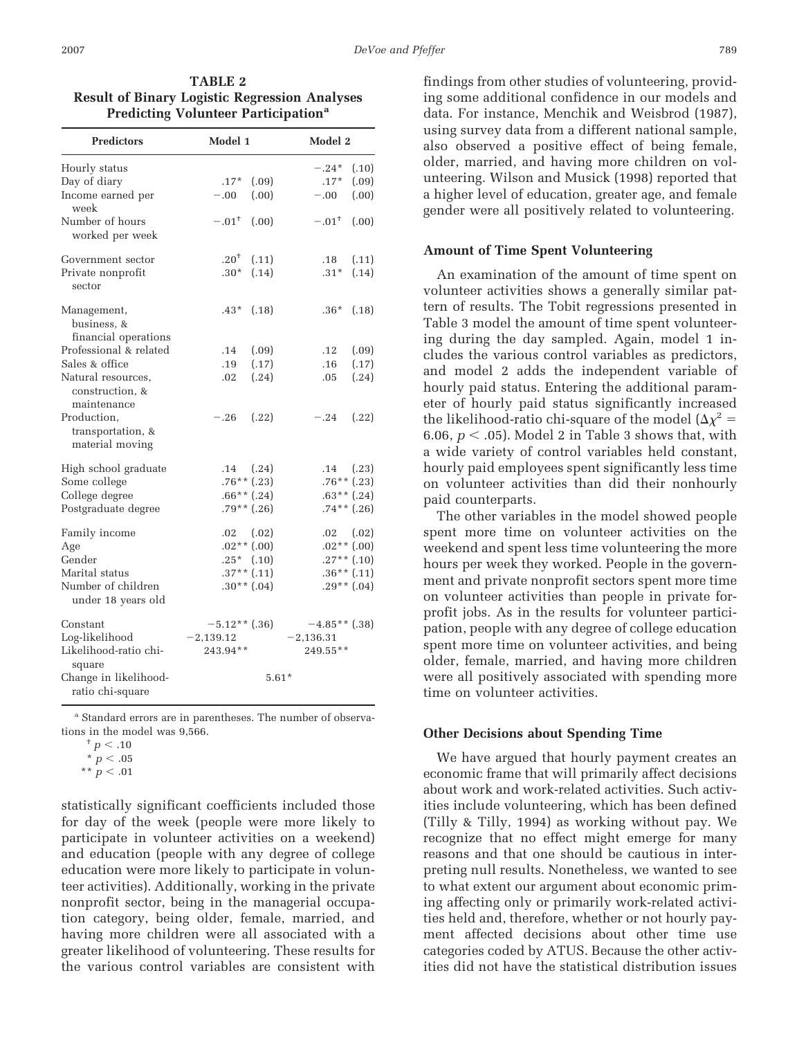**TABLE 2**
**Result of Binary Logistic Regression Analyses Predicting Volunteer Participation[a]**

| Predictors | Model 1 | | Model 2 | |
|---|---|---|---|---|
| Hourly status | | | −.24* | (.10) |
| Day of diary | .17* | (.09) | .17* | (.09) |
| Income earned per week | −.00 | (.00) | −.00 | (.00) |
| Number of hours worked per week | −.01† | (.00) | −.01† | (.00) |
| Government sector | .20† | (.11) | .18 | (.11) |
| Private nonprofit sector | .30* | (.14) | .31* | (.14) |
| Management, business, & financial operations | .43* | (.18) | .36* | (.18) |
| Professional & related | .14 | (.09) | .12 | (.09) |
| Sales & office | .19 | (.17) | .16 | (.17) |
| Natural resources, construction, & maintenance | .02 | (.24) | .05 | (.24) |
| Production, transportation, & material moving | −.26 | (.22) | −.24 | (.22) |
| High school graduate | .14 | (.24) | .14 | (.23) |
| Some college | .76** | (.23) | .76** | (.23) |
| College degree | .66** | (.24) | .63** | (.24) |
| Postgraduate degree | .79** | (.26) | .74** | (.26) |
| Family income | .02 | (.02) | .02 | (.02) |
| Age | .02** | (.00) | .02** | (.00) |
| Gender | .25* | (.10) | .27** | (.10) |
| Marital status | .37** | (.11) | .36** | (.11) |
| Number of children under 18 years old | .30** | (.04) | .29** | (.04) |
| Constant | −5.12** | (.36) | −4.85** | (.38) |
| Log-likelihood | −2,139.12 | | −2,136.31 | |
| Likelihood-ratio chi-square | 243.94** | | 249.55** | |
| Change in likelihood-ratio chi-square | | | 5.61* | |

[a] Standard errors are in parentheses. The number of observations in the model was 9,566.

† $p < .10$
* $p < .05$
** $p < .01$

statistically significant coefficients included those for day of the week (people were more likely to participate in volunteer activities on a weekend) and education (people with any degree of college education were more likely to participate in volunteer activities). Additionally, working in the private nonprofit sector, being in the managerial occupation category, being older, female, married, and having more children were all associated with a greater likelihood of volunteering. These results for the various control variables are consistent with findings from other studies of volunteering, providing some additional confidence in our models and data. For instance, Menchik and Weisbrod (1987), using survey data from a different national sample, also observed a positive effect of being female, older, married, and having more children on volunteering. Wilson and Musick (1998) reported that a higher level of education, greater age, and female gender were all positively related to volunteering.

### Amount of Time Spent Volunteering

An examination of the amount of time spent on volunteer activities shows a generally similar pattern of results. The Tobit regressions presented in Table 3 model the amount of time spent volunteering during the day sampled. Again, model 1 includes the various control variables as predictors, and model 2 adds the independent variable of hourly paid status. Entering the additional parameter of hourly paid status significantly increased the likelihood-ratio chi-square of the model ($\Delta\chi^2 = 6.06$, $p < .05$). Model 2 in Table 3 shows that, with a wide variety of control variables held constant, hourly paid employees spent significantly less time on volunteer activities than did their nonhourly paid counterparts.

The other variables in the model showed people spent more time on volunteer activities on the weekend and spent less time volunteering the more hours per week they worked. People in the government and private nonprofit sectors spent more time on volunteer activities than people in private for-profit jobs. As in the results for volunteer participation, people with any degree of college education spent more time on volunteer activities, and being older, female, married, and having more children were all positively associated with spending more time on volunteer activities.

### Other Decisions about Spending Time

We have argued that hourly payment creates an economic frame that will primarily affect decisions about work and work-related activities. Such activities include volunteering, which has been defined (Tilly & Tilly, 1994) as working without pay. We recognize that no effect might emerge for many reasons and that one should be cautious in interpreting null results. Nonetheless, we wanted to see to what extent our argument about economic priming affecting only or primarily work-related activities held and, therefore, whether or not hourly payment affected decisions about other time use categories coded by ATUS. Because the other activities did not have the statistical distribution issues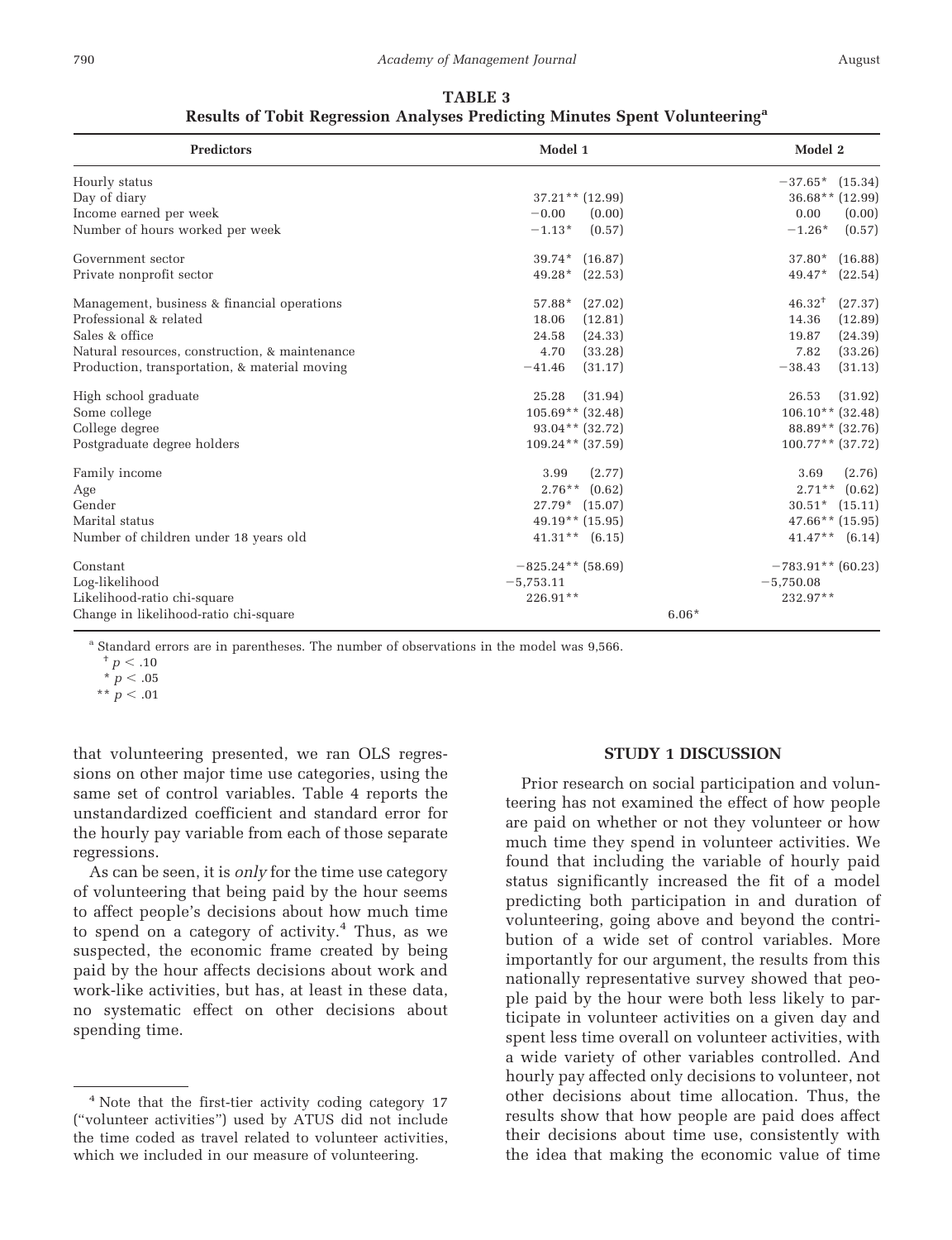**TABLE 3**
**Results of Tobit Regression Analyses Predicting Minutes Spent Volunteering[a]**

| Predictors | Model 1 | Model 2 |
|---|---|---|
| Hourly status | | −37.65* (15.34) |
| Day of diary | 37.21** (12.99) | 36.68** (12.99) |
| Income earned per week | −0.00 (0.00) | 0.00 (0.00) |
| Number of hours worked per week | −1.13* (0.57) | −1.26* (0.57) |
| Government sector | 39.74* (16.87) | 37.80* (16.88) |
| Private nonprofit sector | 49.28* (22.53) | 49.47* (22.54) |
| Management, business & financial operations | 57.88* (27.02) | 46.32† (27.37) |
| Professional & related | 18.06 (12.81) | 14.36 (12.89) |
| Sales & office | 24.58 (24.33) | 19.87 (24.39) |
| Natural resources, construction, & maintenance | 4.70 (33.28) | 7.82 (33.26) |
| Production, transportation, & material moving | −41.46 (31.17) | −38.43 (31.13) |
| High school graduate | 25.28 (31.94) | 26.53 (31.92) |
| Some college | 105.69** (32.48) | 106.10** (32.48) |
| College degree | 93.04** (32.72) | 88.89** (32.76) |
| Postgraduate degree holders | 109.24** (37.59) | 100.77** (37.72) |
| Family income | 3.99 (2.77) | 3.69 (2.76) |
| Age | 2.76** (0.62) | 2.71** (0.62) |
| Gender | 27.79* (15.07) | 30.51* (15.11) |
| Marital status | 49.19** (15.95) | 47.66** (15.95) |
| Number of children under 18 years old | 41.31** (6.15) | 41.47** (6.14) |
| Constant | −825.24** (58.69) | −783.91** (60.23) |
| Log-likelihood | −5,753.11 | −5,750.08 |
| Likelihood-ratio chi-square | 226.91** | 232.97** |
| Change in likelihood-ratio chi-square | 6.06* | |

[a] Standard errors are in parentheses. The number of observations in the model was 9,566.

† $p < .10$

\* $p < .05$

\*\* $p < .01$

that volunteering presented, we ran OLS regressions on other major time use categories, using the same set of control variables. Table 4 reports the unstandardized coefficient and standard error for the hourly pay variable from each of those separate regressions.

As can be seen, it is *only* for the time use category of volunteering that being paid by the hour seems to affect people's decisions about how much time to spend on a category of activity.[4] Thus, as we suspected, the economic frame created by being paid by the hour affects decisions about work and work-like activities, but has, at least in these data, no systematic effect on other decisions about spending time.

[4] Note that the first-tier activity coding category 17 ("volunteer activities") used by ATUS did not include the time coded as travel related to volunteer activities, which we included in our measure of volunteering.

## STUDY 1 DISCUSSION

Prior research on social participation and volunteering has not examined the effect of how people are paid on whether or not they volunteer or how much time they spend in volunteer activities. We found that including the variable of hourly paid status significantly increased the fit of a model predicting both participation in and duration of volunteering, going above and beyond the contribution of a wide set of control variables. More importantly for our argument, the results from this nationally representative survey showed that people paid by the hour were both less likely to participate in volunteer activities on a given day and spent less time overall on volunteer activities, with a wide variety of other variables controlled. And hourly pay affected only decisions to volunteer, not other decisions about time allocation. Thus, the results show that how people are paid does affect their decisions about time use, consistently with the idea that making the economic value of time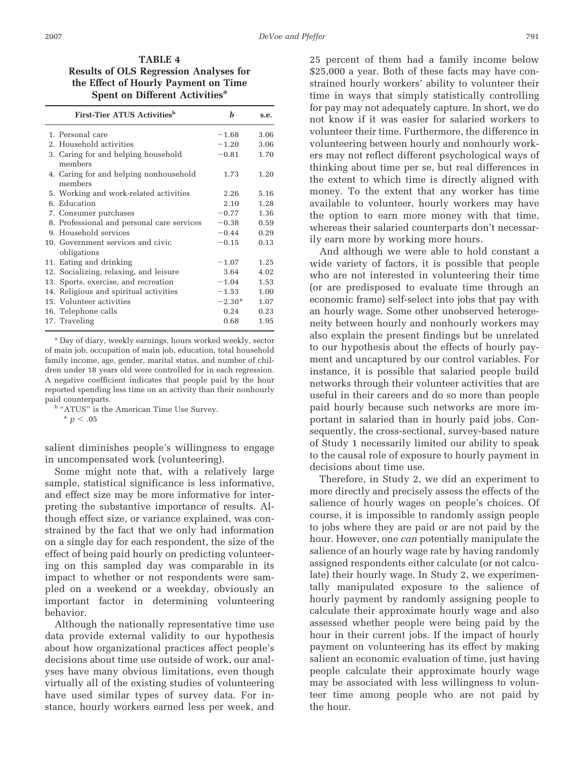**TABLE 4**
**Results of OLS Regression Analyses for the Effect of Hourly Payment on Time Spent on Different Activities[a]**

| First-Tier ATUS Activities[b] | *b* | s.e. |
|---|---|---|
| 1. Personal care | −1.68 | 3.06 |
| 2. Household activities | −1.20 | 3.06 |
| 3. Caring for and helping household members | −0.81 | 1.70 |
| 4. Caring for and helping nonhousehold members | 1.73 | 1.20 |
| 5. Working and work-related activities | 2.26 | 5.16 |
| 6. Education | 2.10 | 1.28 |
| 7. Consumer purchases | −0.77 | 1.36 |
| 8. Professional and personal care services | −0.38 | 0.59 |
| 9. Household services | −0.44 | 0.29 |
| 10. Government services and civic obligations | −0.15 | 0.13 |
| 11. Eating and drinking | −1.07 | 1.25 |
| 12. Socializing, relaxing, and leisure | 3.64 | 4.02 |
| 13. Sports, exercise, and recreation | −1.04 | 1.53 |
| 14. Religious and spiritual activities | −1.53 | 1.00 |
| 15. Volunteer activities | −2.30* | 1.07 |
| 16. Telephone calls | 0.24 | 0.23 |
| 17. Traveling | 0.68 | 1.95 |

[a] Day of diary, weekly earnings, hours worked weekly, sector of main job, occupation of main job, education, total household family income, age, gender, marital status, and number of children under 18 years old were controlled for in each regression. A negative coefficient indicates that people paid by the hour reported spending less time on an activity than their nonhourly paid counterparts.

[b] "ATUS" is the American Time Use Survey.

\* $p < .05$

salient diminishes people's willingness to engage in uncompensated work (volunteering).

Some might note that, with a relatively large sample, statistical significance is less informative, and effect size may be more informative for interpreting the substantive importance of results. Although effect size, or variance explained, was constrained by the fact that we only had information on a single day for each respondent, the size of the effect of being paid hourly on predicting volunteering on this sampled day was comparable in its impact to whether or not respondents were sampled on a weekend or a weekday, obviously an important factor in determining volunteering behavior.

Although the nationally representative time use data provide external validity to our hypothesis about how organizational practices affect people's decisions about time use outside of work, our analyses have many obvious limitations, even though virtually all of the existing studies of volunteering have used similar types of survey data. For instance, hourly workers earned less per week, and 25 percent of them had a family income below \$25,000 a year. Both of these facts may have constrained hourly workers' ability to volunteer their time in ways that simply statistically controlling for pay may not adequately capture. In short, we do not know if it was easier for salaried workers to volunteer their time. Furthermore, the difference in volunteering between hourly and nonhourly workers may not reflect different psychological ways of thinking about time per se, but real differences in the extent to which time is directly aligned with money. To the extent that any worker has time available to volunteer, hourly workers may have the option to earn more money with that time, whereas their salaried counterparts don't necessarily earn more by working more hours.

And although we were able to hold constant a wide variety of factors, it is possible that people who are not interested in volunteering their time (or are predisposed to evaluate time through an economic frame) self-select into jobs that pay with an hourly wage. Some other unobserved heterogeneity between hourly and nonhourly workers may also explain the present findings but be unrelated to our hypothesis about the effects of hourly payment and uncaptured by our control variables. For instance, it is possible that salaried people build networks through their volunteer activities that are useful in their careers and do so more than people paid hourly because such networks are more important in salaried than in hourly paid jobs. Consequently, the cross-sectional, survey-based nature of Study 1 necessarily limited our ability to speak to the causal role of exposure to hourly payment in decisions about time use.

Therefore, in Study 2, we did an experiment to more directly and precisely assess the effects of the salience of hourly wages on people's choices. Of course, it is impossible to randomly assign people to jobs where they are paid or are not paid by the hour. However, one *can* potentially manipulate the salience of an hourly wage rate by having randomly assigned respondents either calculate (or not calculate) their hourly wage. In Study 2, we experimentally manipulated exposure to the salience of hourly payment by randomly assigning people to calculate their approximate hourly wage and also assessed whether people were being paid by the hour in their current jobs. If the impact of hourly payment on volunteering has its effect by making salient an economic evaluation of time, just having people calculate their approximate hourly wage may be associated with less willingness to volunteer time among people who are not paid by the hour.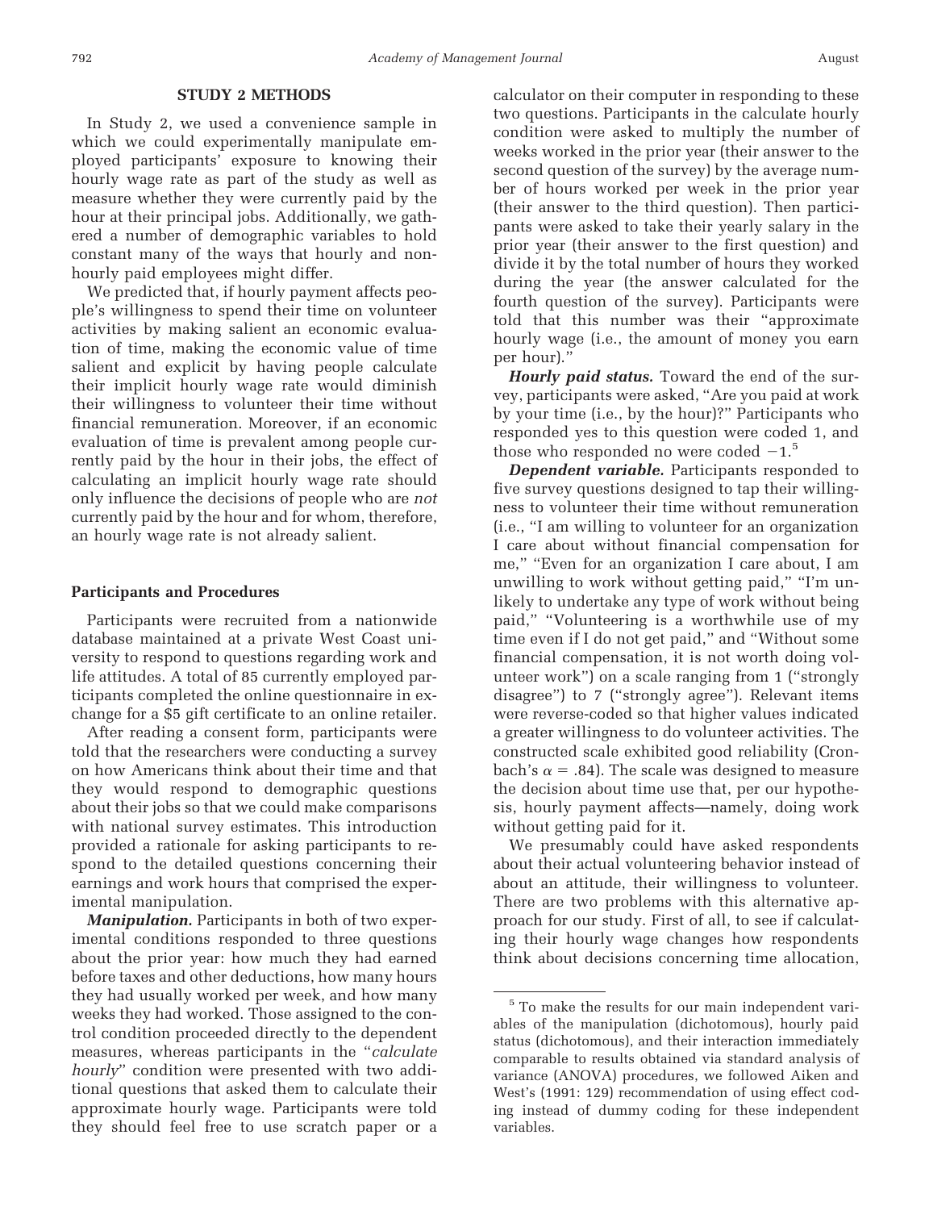## STUDY 2 METHODS

In Study 2, we used a convenience sample in which we could experimentally manipulate employed participants' exposure to knowing their hourly wage rate as part of the study as well as measure whether they were currently paid by the hour at their principal jobs. Additionally, we gathered a number of demographic variables to hold constant many of the ways that hourly and nonhourly paid employees might differ.

We predicted that, if hourly payment affects people's willingness to spend their time on volunteer activities by making salient an economic evaluation of time, making the economic value of time salient and explicit by having people calculate their implicit hourly wage rate would diminish their willingness to volunteer their time without financial remuneration. Moreover, if an economic evaluation of time is prevalent among people currently paid by the hour in their jobs, the effect of calculating an implicit hourly wage rate should only influence the decisions of people who are *not* currently paid by the hour and for whom, therefore, an hourly wage rate is not already salient.

### Participants and Procedures

Participants were recruited from a nationwide database maintained at a private West Coast university to respond to questions regarding work and life attitudes. A total of 85 currently employed participants completed the online questionnaire in exchange for a $5 gift certificate to an online retailer.

After reading a consent form, participants were told that the researchers were conducting a survey on how Americans think about their time and that they would respond to demographic questions about their jobs so that we could make comparisons with national survey estimates. This introduction provided a rationale for asking participants to respond to the detailed questions concerning their earnings and work hours that comprised the experimental manipulation.

***Manipulation.*** Participants in both of two experimental conditions responded to three questions about the prior year: how much they had earned before taxes and other deductions, how many hours they had usually worked per week, and how many weeks they had worked. Those assigned to the control condition proceeded directly to the dependent measures, whereas participants in the "*calculate hourly*" condition were presented with two additional questions that asked them to calculate their approximate hourly wage. Participants were told they should feel free to use scratch paper or a calculator on their computer in responding to these two questions. Participants in the calculate hourly condition were asked to multiply the number of weeks worked in the prior year (their answer to the second question of the survey) by the average number of hours worked per week in the prior year (their answer to the third question). Then participants were asked to take their yearly salary in the prior year (their answer to the first question) and divide it by the total number of hours they worked during the year (the answer calculated for the fourth question of the survey). Participants were told that this number was their "approximate hourly wage (i.e., the amount of money you earn per hour)."

***Hourly paid status.*** Toward the end of the survey, participants were asked, "Are you paid at work by your time (i.e., by the hour)?" Participants who responded yes to this question were coded 1, and those who responded no were coded $-1$.[5]

***Dependent variable.*** Participants responded to five survey questions designed to tap their willingness to volunteer their time without remuneration (i.e., "I am willing to volunteer for an organization I care about without financial compensation for me," "Even for an organization I care about, I am unwilling to work without getting paid," "I'm unlikely to undertake any type of work without being paid," "Volunteering is a worthwhile use of my time even if I do not get paid," and "Without some financial compensation, it is not worth doing volunteer work") on a scale ranging from 1 ("strongly disagree") to 7 ("strongly agree"). Relevant items were reverse-coded so that higher values indicated a greater willingness to do volunteer activities. The constructed scale exhibited good reliability (Cronbach's $\alpha = .84$). The scale was designed to measure the decision about time use that, per our hypothesis, hourly payment affects—namely, doing work without getting paid for it.

We presumably could have asked respondents about their actual volunteering behavior instead of about an attitude, their willingness to volunteer. There are two problems with this alternative approach for our study. First of all, to see if calculating their hourly wage changes how respondents think about decisions concerning time allocation,

[5] To make the results for our main independent variables of the manipulation (dichotomous), hourly paid status (dichotomous), and their interaction immediately comparable to results obtained via standard analysis of variance (ANOVA) procedures, we followed Aiken and West's (1991: 129) recommendation of using effect coding instead of dummy coding for these independent variables.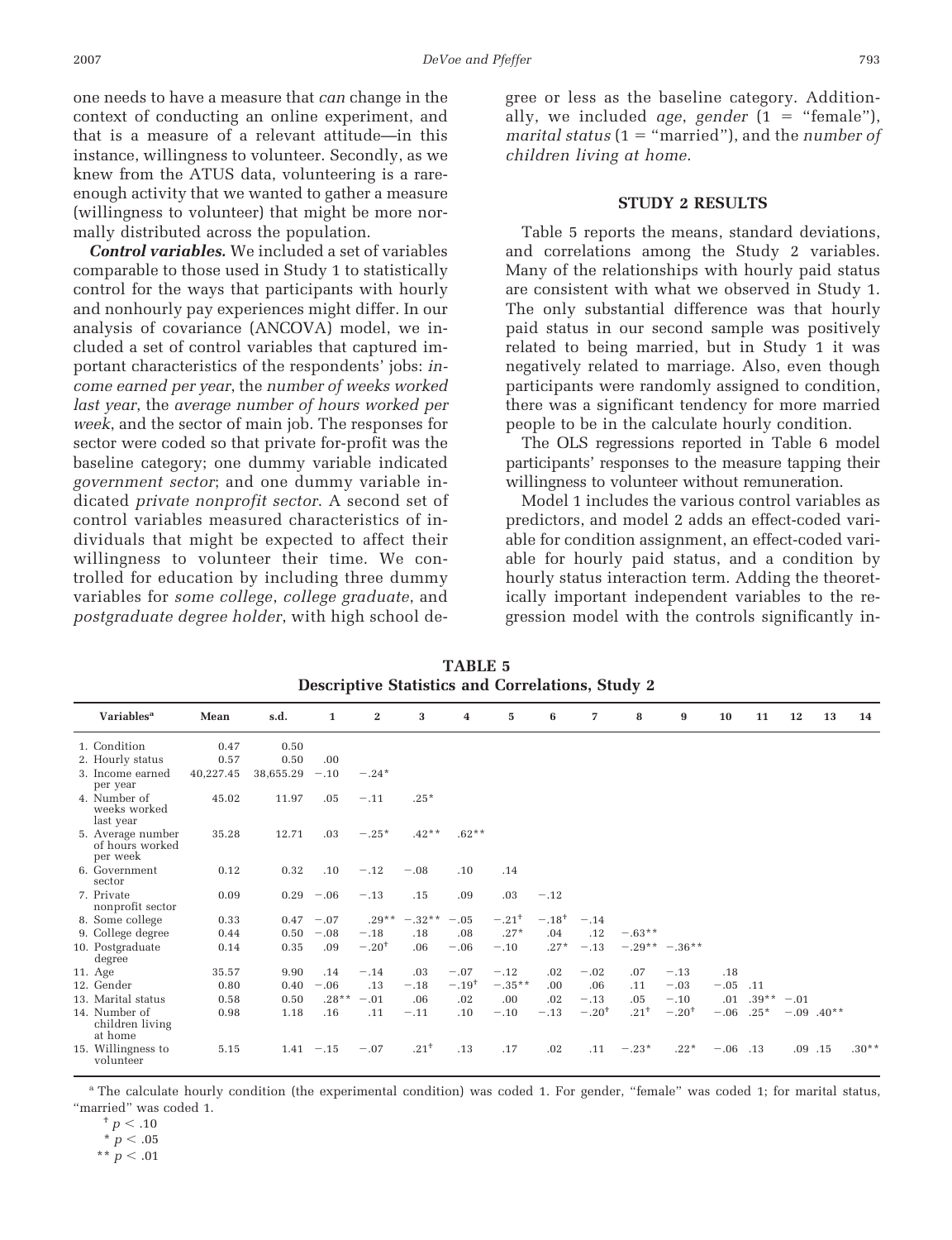one needs to have a measure that *can* change in the context of conducting an online experiment, and that is a measure of a relevant attitude—in this instance, willingness to volunteer. Secondly, as we knew from the ATUS data, volunteering is a rare-enough activity that we wanted to gather a measure (willingness to volunteer) that might be more normally distributed across the population.

***Control variables.*** We included a set of variables comparable to those used in Study 1 to statistically control for the ways that participants with hourly and nonhourly pay experiences might differ. In our analysis of covariance (ANCOVA) model, we included a set of control variables that captured important characteristics of the respondents' jobs: *income earned per year*, the *number of weeks worked last year*, the *average number of hours worked per week*, and the sector of main job. The responses for sector were coded so that private for-profit was the baseline category; one dummy variable indicated *government sector*; and one dummy variable indicated *private nonprofit sector*. A second set of control variables measured characteristics of individuals that might be expected to affect their willingness to volunteer their time. We controlled for education by including three dummy variables for *some college*, *college graduate*, and *postgraduate degree holder*, with high school degree or less as the baseline category. Additionally, we included *age*, *gender* (1 = "female"), *marital status* (1 = "married"), and the *number of children living at home*.

## STUDY 2 RESULTS

Table 5 reports the means, standard deviations, and correlations among the Study 2 variables. Many of the relationships with hourly paid status are consistent with what we observed in Study 1. The only substantial difference was that hourly paid status in our second sample was positively related to being married, but in Study 1 it was negatively related to marriage. Also, even though participants were randomly assigned to condition, there was a significant tendency for more married people to be in the calculate hourly condition.

The OLS regressions reported in Table 6 model participants' responses to the measure tapping their willingness to volunteer without remuneration.

Model 1 includes the various control variables as predictors, and model 2 adds an effect-coded variable for condition assignment, an effect-coded variable for hourly paid status, and a condition by hourly status interaction term. Adding the theoretically important independent variables to the regression model with the controls significantly in-

**TABLE 5**
**Descriptive Statistics and Correlations, Study 2**

| Variables[a] | Mean | s.d. | 1 | 2 | 3 | 4 | 5 | 6 | 7 | 8 | 9 | 10 | 11 | 12 | 13 | 14 |
|---|---|---|---|---|---|---|---|---|---|---|---|---|---|---|---|---|
| 1. Condition | 0.47 | 0.50 | | | | | | | | | | | | | | |
| 2. Hourly status | 0.57 | 0.50 | .00 | | | | | | | | | | | | | |
| 3. Income earned per year | 40,227.45 | 38,655.29 | −.10 | −.24* | | | | | | | | | | | | |
| 4. Number of weeks worked last year | 45.02 | 11.97 | .05 | −.11 | .25* | | | | | | | | | | | |
| 5. Average number of hours worked per week | 35.28 | 12.71 | .03 | −.25* | .42** | .62** | | | | | | | | | | |
| 6. Government sector | 0.12 | 0.32 | .10 | −.12 | −.08 | .10 | .14 | | | | | | | | | |
| 7. Private nonprofit sector | 0.09 | 0.29 | −.06 | −.13 | .15 | .09 | .03 | −.12 | | | | | | | | |
| 8. Some college | 0.33 | 0.47 | −.07 | .29** | −.32** | −.05 | −.21† | −.18† | −.14 | | | | | | | |
| 9. College degree | 0.44 | 0.50 | −.08 | −.18 | .18 | .08 | .27* | .04 | .12 | −.63** | | | | | | |
| 10. Postgraduate degree | 0.14 | 0.35 | .09 | −.20† | .06 | −.06 | −.10 | .27* | −.13 | −.29** | −.36** | | | | | |
| 11. Age | 35.57 | 9.90 | .14 | −.14 | .03 | −.07 | −.12 | .02 | −.02 | .07 | −.13 | .18 | | | | |
| 12. Gender | 0.80 | 0.40 | −.06 | .13 | −.18 | −.19† | −.35** | .00 | .06 | .11 | −.03 | −.05 | .11 | | | |
| 13. Marital status | 0.58 | 0.50 | .28** | −.01 | .06 | .02 | .00 | .02 | −.13 | .05 | −.10 | .01 | .39** | −.01 | | |
| 14. Number of children living at home | 0.98 | 1.18 | .16 | .11 | −.11 | .10 | −.10 | −.13 | −.20† | .21† | −.20† | −.06 | .25* | −.09 | .40** | |
| 15. Willingness to volunteer | 5.15 | 1.41 | −.15 | −.07 | .21† | .13 | .17 | .02 | .11 | −.23* | .22* | −.06 | .13 | .09 | .15 | .30** |

[a] The calculate hourly condition (the experimental condition) was coded 1. For gender, "female" was coded 1; for marital status, "married" was coded 1.

† $p < .10$

\* $p < .05$

\** $p < .01$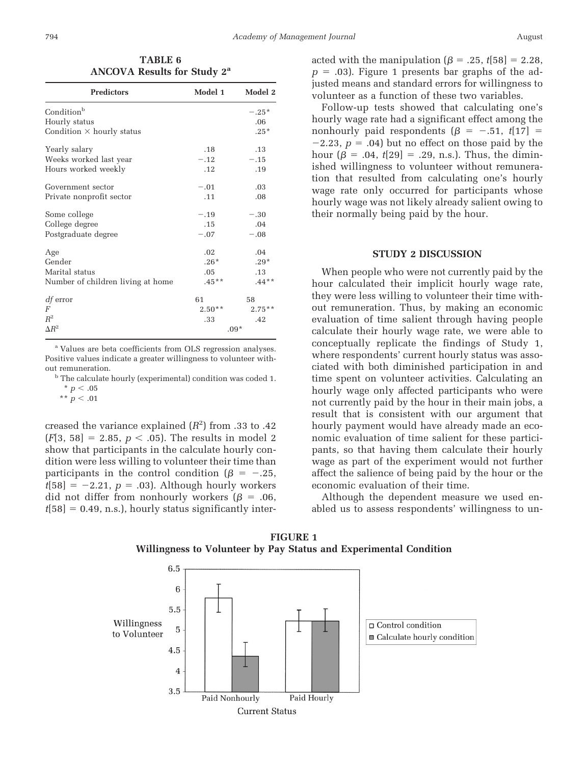**TABLE 6**
**ANCOVA Results for Study 2[a]**

| Predictors | Model 1 | Model 2 |
|---|---|---|
| Condition[b] | | −.25* |
| Hourly status | | .06 |
| Condition × hourly status | | .25* |
| Yearly salary | .18 | .13 |
| Weeks worked last year | −.12 | −.15 |
| Hours worked weekly | .12 | .19 |
| Government sector | −.01 | .03 |
| Private nonprofit sector | .11 | .08 |
| Some college | −.19 | −.30 |
| College degree | .15 | .04 |
| Postgraduate degree | −.07 | −.08 |
| Age | .02 | .04 |
| Gender | .26* | .29* |
| Marital status | .05 | .13 |
| Number of children living at home | .45** | .44** |
| *df* error | 61 | 58 |
| *F* | 2.50** | 2.75** |
| $R^2$ | .33 | .42 |
| $\Delta R^2$ | | .09* |

[a] Values are beta coefficients from OLS regression analyses. Positive values indicate a greater willingness to volunteer without remuneration.

[b] The calculate hourly (experimental) condition was coded 1.

\* $p < .05$

\*\* $p < .01$

creased the variance explained ($R^2$) from .33 to .42 ($F[3, 58] = 2.85$, $p < .05$). The results in model 2 show that participants in the calculate hourly condition were less willing to volunteer their time than participants in the control condition ($\beta = -.25$, $t[58] = -2.21$, $p = .03$). Although hourly workers did not differ from nonhourly workers ($\beta = .06$, $t[58] = 0.49$, n.s.), hourly status significantly interacted with the manipulation ($\beta = .25$, $t[58] = 2.28$, $p = .03$). Figure 1 presents bar graphs of the adjusted means and standard errors for willingness to volunteer as a function of these two variables.

Follow-up tests showed that calculating one's hourly wage rate had a significant effect among the nonhourly paid respondents ($\beta = -.51$, $t[17] = -2.23$, $p = .04$) but no effect on those paid by the hour ($\beta = .04$, $t[29] = .29$, n.s.). Thus, the diminished willingness to volunteer without remuneration that resulted from calculating one's hourly wage rate only occurred for participants whose hourly wage was not likely already salient owing to their normally being paid by the hour.

## STUDY 2 DISCUSSION

When people who were not currently paid by the hour calculated their implicit hourly wage rate, they were less willing to volunteer their time without remuneration. Thus, by making an economic evaluation of time salient through having people calculate their hourly wage rate, we were able to conceptually replicate the findings of Study 1, where respondents' current hourly status was associated with both diminished participation in and time spent on volunteer activities. Calculating an hourly wage only affected participants who were not currently paid by the hour in their main jobs, a result that is consistent with our argument that hourly payment would have already made an economic evaluation of time salient for these participants, so that having them calculate their hourly wage as part of the experiment would not further affect the salience of being paid by the hour or the economic evaluation of their time.

Although the dependent measure we used enabled us to assess respondents' willingness to un-

**FIGURE 1**
**Willingness to Volunteer by Pay Status and Experimental Condition**

Willingness to Volunteer

6.5
6
5.5
5
4.5
4
3.5

Paid Nonhourly
Paid Hourly

Current Status

Control condition
Calculate hourly condition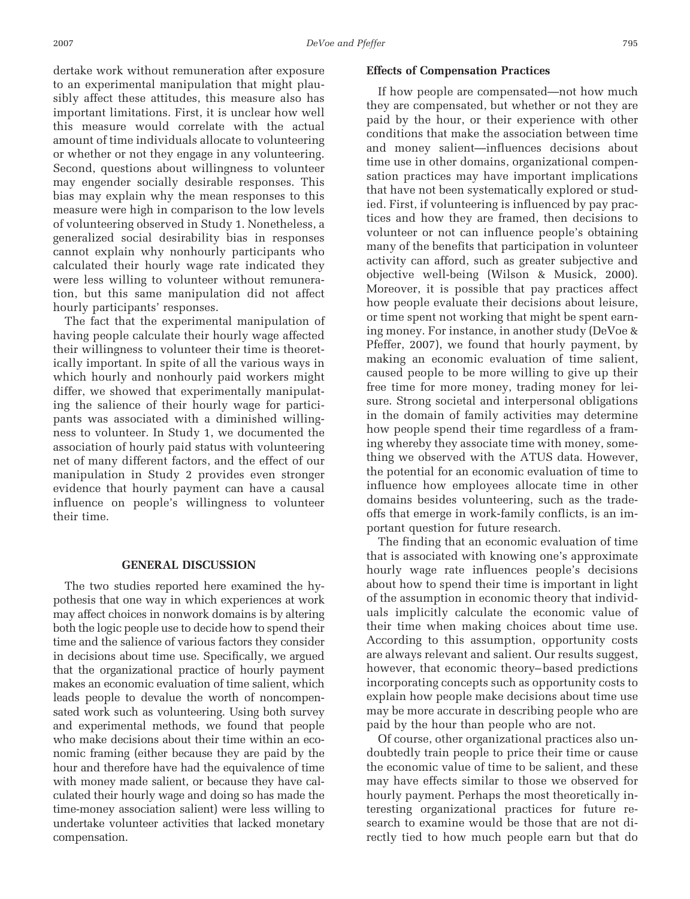dertake work without remuneration after exposure to an experimental manipulation that might plausibly affect these attitudes, this measure also has important limitations. First, it is unclear how well this measure would correlate with the actual amount of time individuals allocate to volunteering or whether or not they engage in any volunteering. Second, questions about willingness to volunteer may engender socially desirable responses. This bias may explain why the mean responses to this measure were high in comparison to the low levels of volunteering observed in Study 1. Nonetheless, a generalized social desirability bias in responses cannot explain why nonhourly participants who calculated their hourly wage rate indicated they were less willing to volunteer without remuneration, but this same manipulation did not affect hourly participants' responses.

The fact that the experimental manipulation of having people calculate their hourly wage affected their willingness to volunteer their time is theoretically important. In spite of all the various ways in which hourly and nonhourly paid workers might differ, we showed that experimentally manipulating the salience of their hourly wage for participants was associated with a diminished willingness to volunteer. In Study 1, we documented the association of hourly paid status with volunteering net of many different factors, and the effect of our manipulation in Study 2 provides even stronger evidence that hourly payment can have a causal influence on people's willingness to volunteer their time.

## GENERAL DISCUSSION

The two studies reported here examined the hypothesis that one way in which experiences at work may affect choices in nonwork domains is by altering both the logic people use to decide how to spend their time and the salience of various factors they consider in decisions about time use. Specifically, we argued that the organizational practice of hourly payment makes an economic evaluation of time salient, which leads people to devalue the worth of noncompensated work such as volunteering. Using both survey and experimental methods, we found that people who make decisions about their time within an economic framing (either because they are paid by the hour and therefore have had the equivalence of time with money made salient, or because they have calculated their hourly wage and doing so has made the time-money association salient) were less willing to undertake volunteer activities that lacked monetary compensation.

### Effects of Compensation Practices

If how people are compensated—not how much they are compensated, but whether or not they are paid by the hour, or their experience with other conditions that make the association between time and money salient—influences decisions about time use in other domains, organizational compensation practices may have important implications that have not been systematically explored or studied. First, if volunteering is influenced by pay practices and how they are framed, then decisions to volunteer or not can influence people's obtaining many of the benefits that participation in volunteer activity can afford, such as greater subjective and objective well-being (Wilson & Musick, 2000). Moreover, it is possible that pay practices affect how people evaluate their decisions about leisure, or time spent not working that might be spent earning money. For instance, in another study (DeVoe & Pfeffer, 2007), we found that hourly payment, by making an economic evaluation of time salient, caused people to be more willing to give up their free time for more money, trading money for leisure. Strong societal and interpersonal obligations in the domain of family activities may determine how people spend their time regardless of a framing whereby they associate time with money, something we observed with the ATUS data. However, the potential for an economic evaluation of time to influence how employees allocate time in other domains besides volunteering, such as the tradeoffs that emerge in work-family conflicts, is an important question for future research.

The finding that an economic evaluation of time that is associated with knowing one's approximate hourly wage rate influences people's decisions about how to spend their time is important in light of the assumption in economic theory that individuals implicitly calculate the economic value of their time when making choices about time use. According to this assumption, opportunity costs are always relevant and salient. Our results suggest, however, that economic theory–based predictions incorporating concepts such as opportunity costs to explain how people make decisions about time use may be more accurate in describing people who are paid by the hour than people who are not.

Of course, other organizational practices also undoubtedly train people to price their time or cause the economic value of time to be salient, and these may have effects similar to those we observed for hourly payment. Perhaps the most theoretically interesting organizational practices for future research to examine would be those that are not directly tied to how much people earn but that do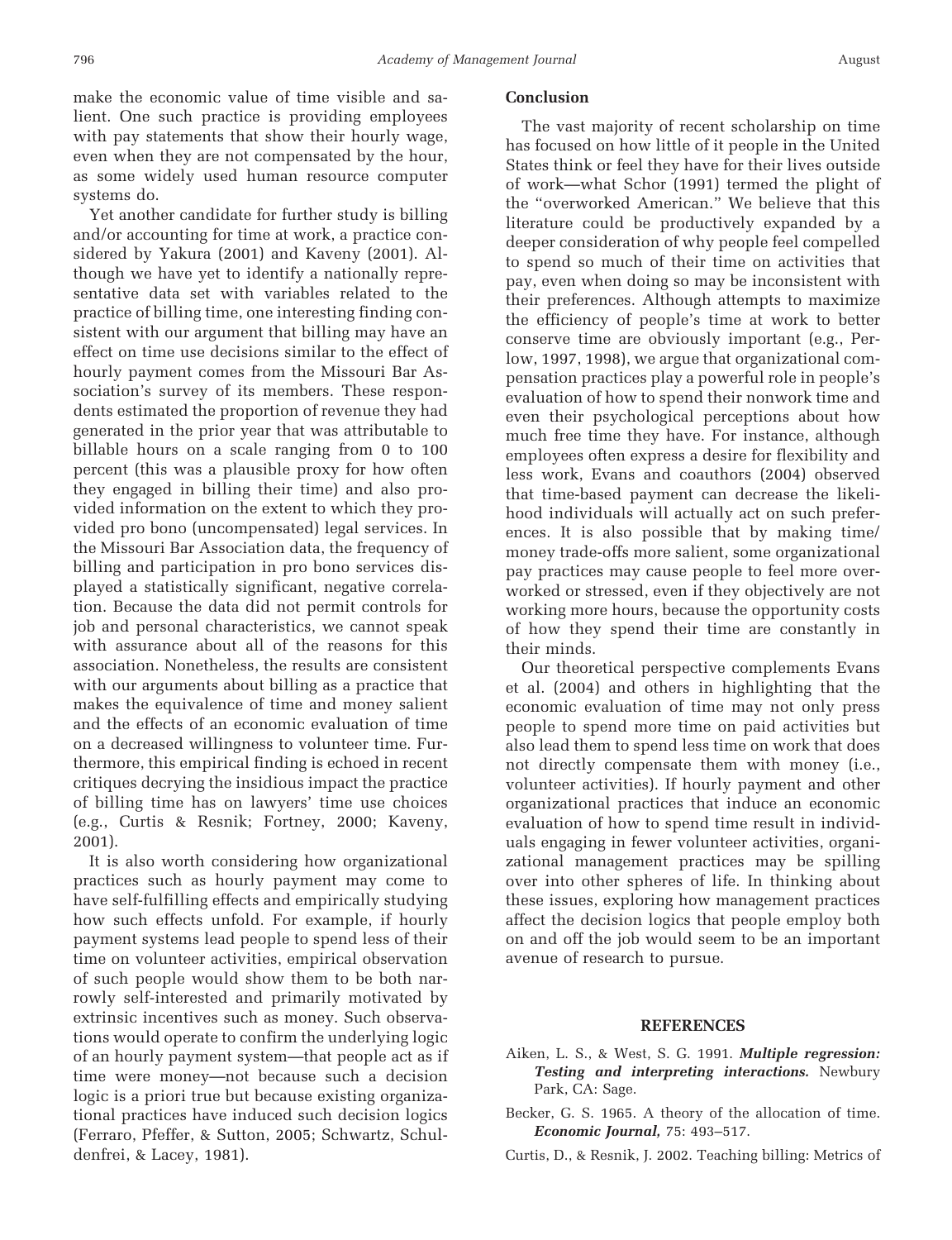make the economic value of time visible and salient. One such practice is providing employees with pay statements that show their hourly wage, even when they are not compensated by the hour, as some widely used human resource computer systems do.

Yet another candidate for further study is billing and/or accounting for time at work, a practice considered by Yakura (2001) and Kaveny (2001). Although we have yet to identify a nationally representative data set with variables related to the practice of billing time, one interesting finding consistent with our argument that billing may have an effect on time use decisions similar to the effect of hourly payment comes from the Missouri Bar Association's survey of its members. These respondents estimated the proportion of revenue they had generated in the prior year that was attributable to billable hours on a scale ranging from 0 to 100 percent (this was a plausible proxy for how often they engaged in billing their time) and also provided information on the extent to which they provided pro bono (uncompensated) legal services. In the Missouri Bar Association data, the frequency of billing and participation in pro bono services displayed a statistically significant, negative correlation. Because the data did not permit controls for job and personal characteristics, we cannot speak with assurance about all of the reasons for this association. Nonetheless, the results are consistent with our arguments about billing as a practice that makes the equivalence of time and money salient and the effects of an economic evaluation of time on a decreased willingness to volunteer time. Furthermore, this empirical finding is echoed in recent critiques decrying the insidious impact the practice of billing time has on lawyers' time use choices (e.g., Curtis & Resnik; Fortney, 2000; Kaveny, 2001).

It is also worth considering how organizational practices such as hourly payment may come to have self-fulfilling effects and empirically studying how such effects unfold. For example, if hourly payment systems lead people to spend less of their time on volunteer activities, empirical observation of such people would show them to be both narrowly self-interested and primarily motivated by extrinsic incentives such as money. Such observations would operate to confirm the underlying logic of an hourly payment system—that people act as if time were money—not because such a decision logic is a priori true but because existing organizational practices have induced such decision logics (Ferraro, Pfeffer, & Sutton, 2005; Schwartz, Schuldenfrei, & Lacey, 1981).

## Conclusion

The vast majority of recent scholarship on time has focused on how little of it people in the United States think or feel they have for their lives outside of work—what Schor (1991) termed the plight of the "overworked American." We believe that this literature could be productively expanded by a deeper consideration of why people feel compelled to spend so much of their time on activities that pay, even when doing so may be inconsistent with their preferences. Although attempts to maximize the efficiency of people's time at work to better conserve time are obviously important (e.g., Perlow, 1997, 1998), we argue that organizational compensation practices play a powerful role in people's evaluation of how to spend their nonwork time and even their psychological perceptions about how much free time they have. For instance, although employees often express a desire for flexibility and less work, Evans and coauthors (2004) observed that time-based payment can decrease the likelihood individuals will actually act on such preferences. It is also possible that by making time/money trade-offs more salient, some organizational pay practices may cause people to feel more overworked or stressed, even if they objectively are not working more hours, because the opportunity costs of how they spend their time are constantly in their minds.

Our theoretical perspective complements Evans et al. (2004) and others in highlighting that the economic evaluation of time may not only press people to spend more time on paid activities but also lead them to spend less time on work that does not directly compensate them with money (i.e., volunteer activities). If hourly payment and other organizational practices that induce an economic evaluation of how to spend time result in individuals engaging in fewer volunteer activities, organizational management practices may be spilling over into other spheres of life. In thinking about these issues, exploring how management practices affect the decision logics that people employ both on and off the job would seem to be an important avenue of research to pursue.

## REFERENCES

Aiken, L. S., & West, S. G. 1991. ***Multiple regression: Testing and interpreting interactions.*** Newbury Park, CA: Sage.

Becker, G. S. 1965. A theory of the allocation of time. ***Economic Journal,*** 75: 493–517.

Curtis, D., & Resnik, J. 2002. Teaching billing: Metrics of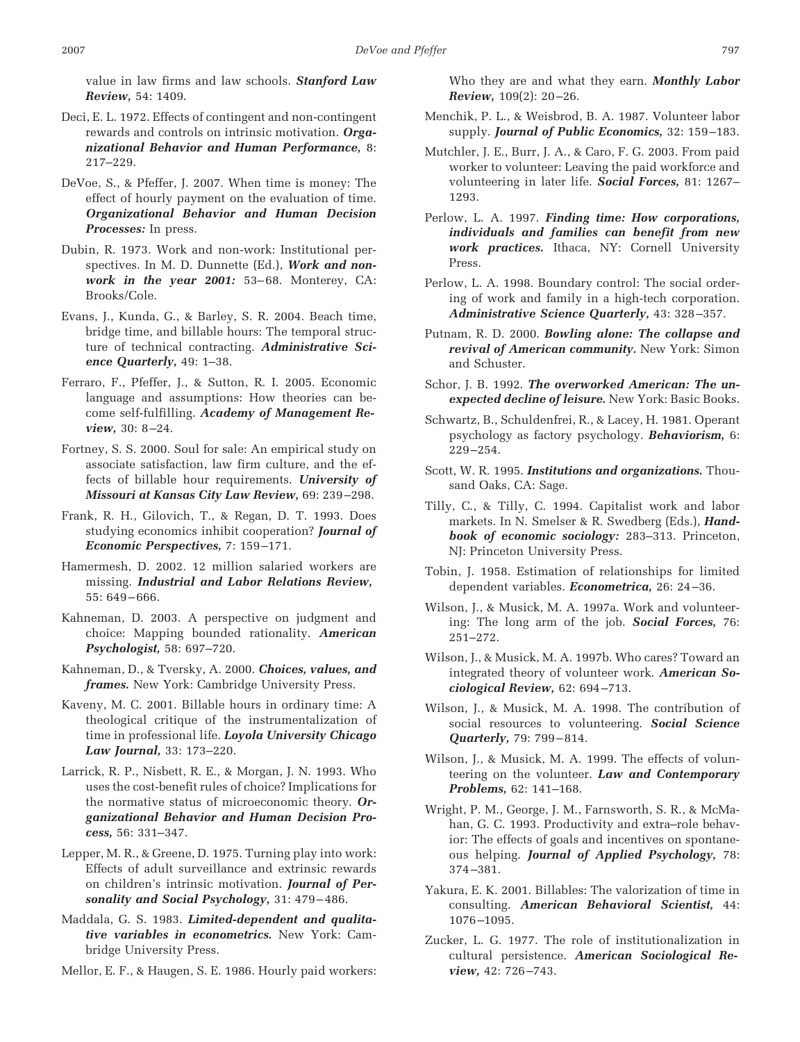value in law firms and law schools. ***Stanford Law Review,*** 54: 1409.

Deci, E. L. 1972. Effects of contingent and non-contingent rewards and controls on intrinsic motivation. ***Organizational Behavior and Human Performance,*** 8: 217–229.

DeVoe, S., & Pfeffer, J. 2007. When time is money: The effect of hourly payment on the evaluation of time. ***Organizational Behavior and Human Decision Processes:*** In press.

Dubin, R. 1973. Work and non-work: Institutional perspectives. In M. D. Dunnette (Ed.), ***Work and non-work in the year 2001:*** 53–68. Monterey, CA: Brooks/Cole.

Evans, J., Kunda, G., & Barley, S. R. 2004. Beach time, bridge time, and billable hours: The temporal structure of technical contracting. ***Administrative Science Quarterly,*** 49: 1–38.

Ferraro, F., Pfeffer, J., & Sutton, R. I. 2005. Economic language and assumptions: How theories can become self-fulfilling. ***Academy of Management Review,*** 30: 8–24.

Fortney, S. S. 2000. Soul for sale: An empirical study on associate satisfaction, law firm culture, and the effects of billable hour requirements. ***University of Missouri at Kansas City Law Review,*** 69: 239–298.

Frank, R. H., Gilovich, T., & Regan, D. T. 1993. Does studying economics inhibit cooperation? ***Journal of Economic Perspectives,*** 7: 159–171.

Hamermesh, D. 2002. 12 million salaried workers are missing. ***Industrial and Labor Relations Review,*** 55: 649–666.

Kahneman, D. 2003. A perspective on judgment and choice: Mapping bounded rationality. ***American Psychologist,*** 58: 697–720.

Kahneman, D., & Tversky, A. 2000. ***Choices, values, and frames.*** New York: Cambridge University Press.

Kaveny, M. C. 2001. Billable hours in ordinary time: A theological critique of the instrumentalization of time in professional life. ***Loyola University Chicago Law Journal,*** 33: 173–220.

Larrick, R. P., Nisbett, R. E., & Morgan, J. N. 1993. Who uses the cost-benefit rules of choice? Implications for the normative status of microeconomic theory. ***Organizational Behavior and Human Decision Process,*** 56: 331–347.

Lepper, M. R., & Greene, D. 1975. Turning play into work: Effects of adult surveillance and extrinsic rewards on children's intrinsic motivation. ***Journal of Personality and Social Psychology,*** 31: 479–486.

Maddala, G. S. 1983. ***Limited-dependent and qualitative variables in econometrics.*** New York: Cambridge University Press.

Mellor, E. F., & Haugen, S. E. 1986. Hourly paid workers: Who they are and what they earn. ***Monthly Labor Review,*** 109(2): 20–26.

Menchik, P. L., & Weisbrod, B. A. 1987. Volunteer labor supply. ***Journal of Public Economics,*** 32: 159–183.

Mutchler, J. E., Burr, J. A., & Caro, F. G. 2003. From paid worker to volunteer: Leaving the paid workforce and volunteering in later life. ***Social Forces,*** 81: 1267–1293.

Perlow, L. A. 1997. ***Finding time: How corporations, individuals and families can benefit from new work practices.*** Ithaca, NY: Cornell University Press.

Perlow, L. A. 1998. Boundary control: The social ordering of work and family in a high-tech corporation. ***Administrative Science Quarterly,*** 43: 328–357.

Putnam, R. D. 2000. ***Bowling alone: The collapse and revival of American community.*** New York: Simon and Schuster.

Schor, J. B. 1992. ***The overworked American: The unexpected decline of leisure.*** New York: Basic Books.

Schwartz, B., Schuldenfrei, R., & Lacey, H. 1981. Operant psychology as factory psychology. ***Behaviorism,*** 6: 229–254.

Scott, W. R. 1995. ***Institutions and organizations.*** Thousand Oaks, CA: Sage.

Tilly, C., & Tilly, C. 1994. Capitalist work and labor markets. In N. Smelser & R. Swedberg (Eds.), ***Handbook of economic sociology:*** 283–313. Princeton, NJ: Princeton University Press.

Tobin, J. 1958. Estimation of relationships for limited dependent variables. ***Econometrica,*** 26: 24–36.

Wilson, J., & Musick, M. A. 1997a. Work and volunteering: The long arm of the job. ***Social Forces,*** 76: 251–272.

Wilson, J., & Musick, M. A. 1997b. Who cares? Toward an integrated theory of volunteer work. ***American Sociological Review,*** 62: 694–713.

Wilson, J., & Musick, M. A. 1998. The contribution of social resources to volunteering. ***Social Science Quarterly,*** 79: 799–814.

Wilson, J., & Musick, M. A. 1999. The effects of volunteering on the volunteer. ***Law and Contemporary Problems,*** 62: 141–168.

Wright, P. M., George, J. M., Farnsworth, S. R., & McMahan, G. C. 1993. Productivity and extra–role behavior: The effects of goals and incentives on spontaneous helping. ***Journal of Applied Psychology,*** 78: 374–381.

Yakura, E. K. 2001. Billables: The valorization of time in consulting. ***American Behavioral Scientist,*** 44: 1076–1095.

Zucker, L. G. 1977. The role of institutionalization in cultural persistence. ***American Sociological Review,*** 42: 726–743.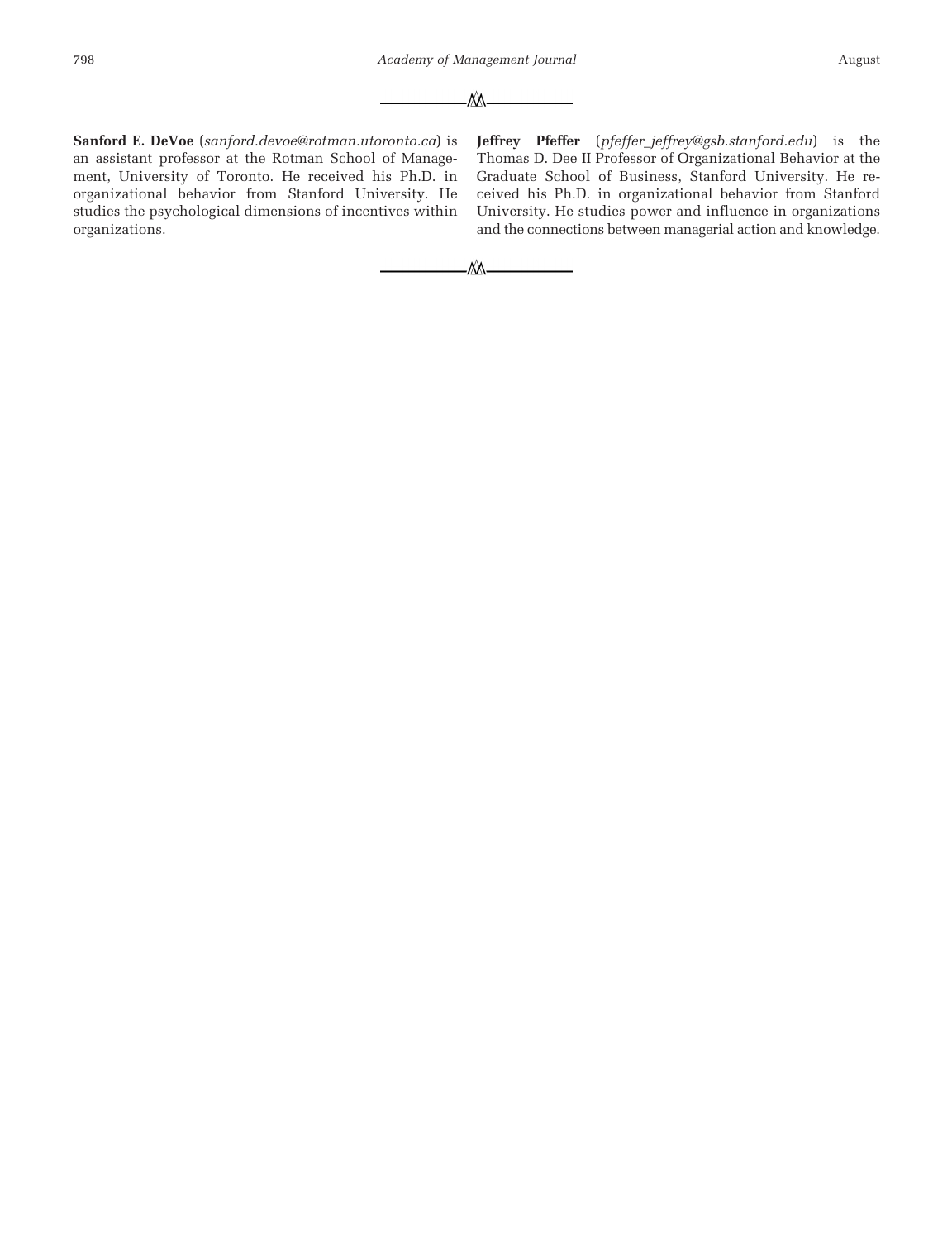**Sanford E. DeVoe** (*sanford.devoe@rotman.utoronto.ca*) is an assistant professor at the Rotman School of Management, University of Toronto. He received his Ph.D. in organizational behavior from Stanford University. He studies the psychological dimensions of incentives within organizations.

**Jeffrey Pfeffer** (*pfeffer_jeffrey@gsb.stanford.edu*) is the Thomas D. Dee II Professor of Organizational Behavior at the Graduate School of Business, Stanford University. He received his Ph.D. in organizational behavior from Stanford University. He studies power and influence in organizations and the connections between managerial action and knowledge.